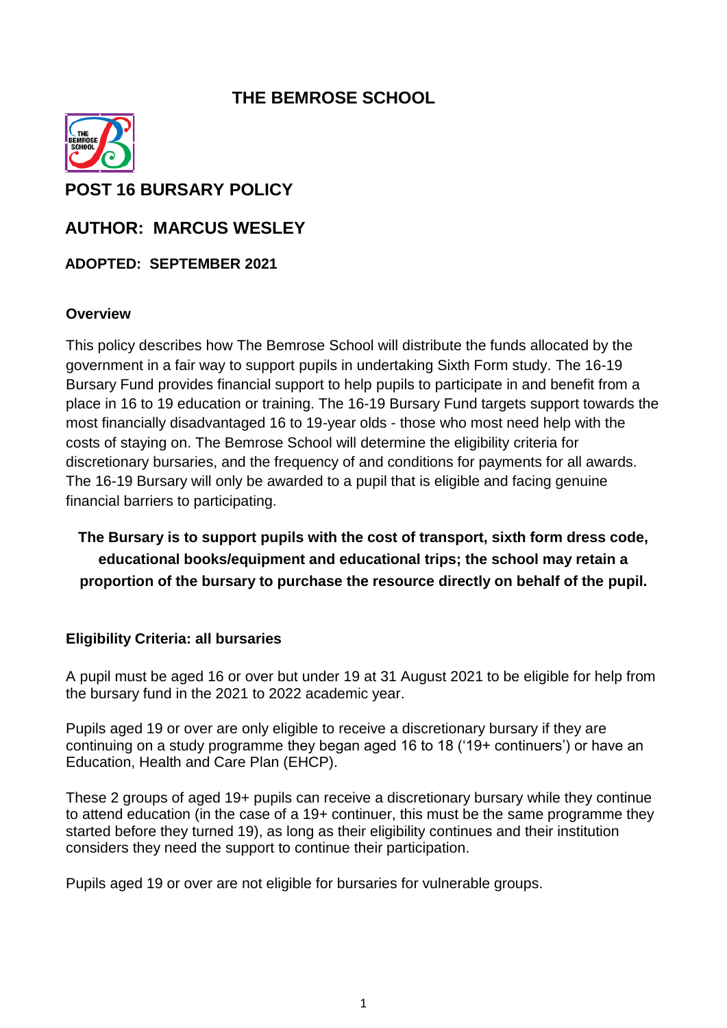# THE BEMROSE SCHOOL

## POST 16 BURSARY POLICY

## AUTHOR: MARCUS WESLEY

**ADOPTED: SEPTEMBER 2021**

### Overview

This policy describes how The Bemrose School will distribute the funds allocated by the government in a fair way to support pupils in undertaking Sixth Form study. The 16-19 Bursary Fund provides financial support to help pupils to participate in and benefit from a place in 16 to 19 education or training. The 16-19 Bursary Fund targets support towards the most financially disadvantaged 16 to 19-year olds - those who most need help with the costs of staying on. The Bemrose School will determine the eligibility criteria for discretionary bursaries, and the frequency of and conditions for payments for all awards. The 16-19 Bursary will only be awarded to a pupil that is eligible and facing genuine financial barriers to participating.

**The Bursary is to support pupils with the cost of transport, sixth form dress code, educational books/equipment and educational trips; the school may retain a proportion of the bursary to purchase the resource directly on behalf of the pupil.**

### Eligibility Criteria: all bursaries

A pupil must be aged 16 or over but under 19 at 31 August 2021 to be eligible for help from the bursary fund in the 2021 to 2022 academic year.

Pupils aged 19 or over are only eligible to receive a discretionary bursary if they are continuing on a study programme they began aged 16 to 18 ('19+ continuers') or have an Education, Health and Care Plan (EHCP).

These 2 groups of aged 19+ pupils can receive a discretionary bursary while they continue to attend education (in the case of a 19+ continuer, this must be the same programme they started before they turned 19), as long as their eligibility continues and their institution considers they need the support to continue their participation.

Pupils aged 19 or over are not eligible for bursaries for vulnerable groups.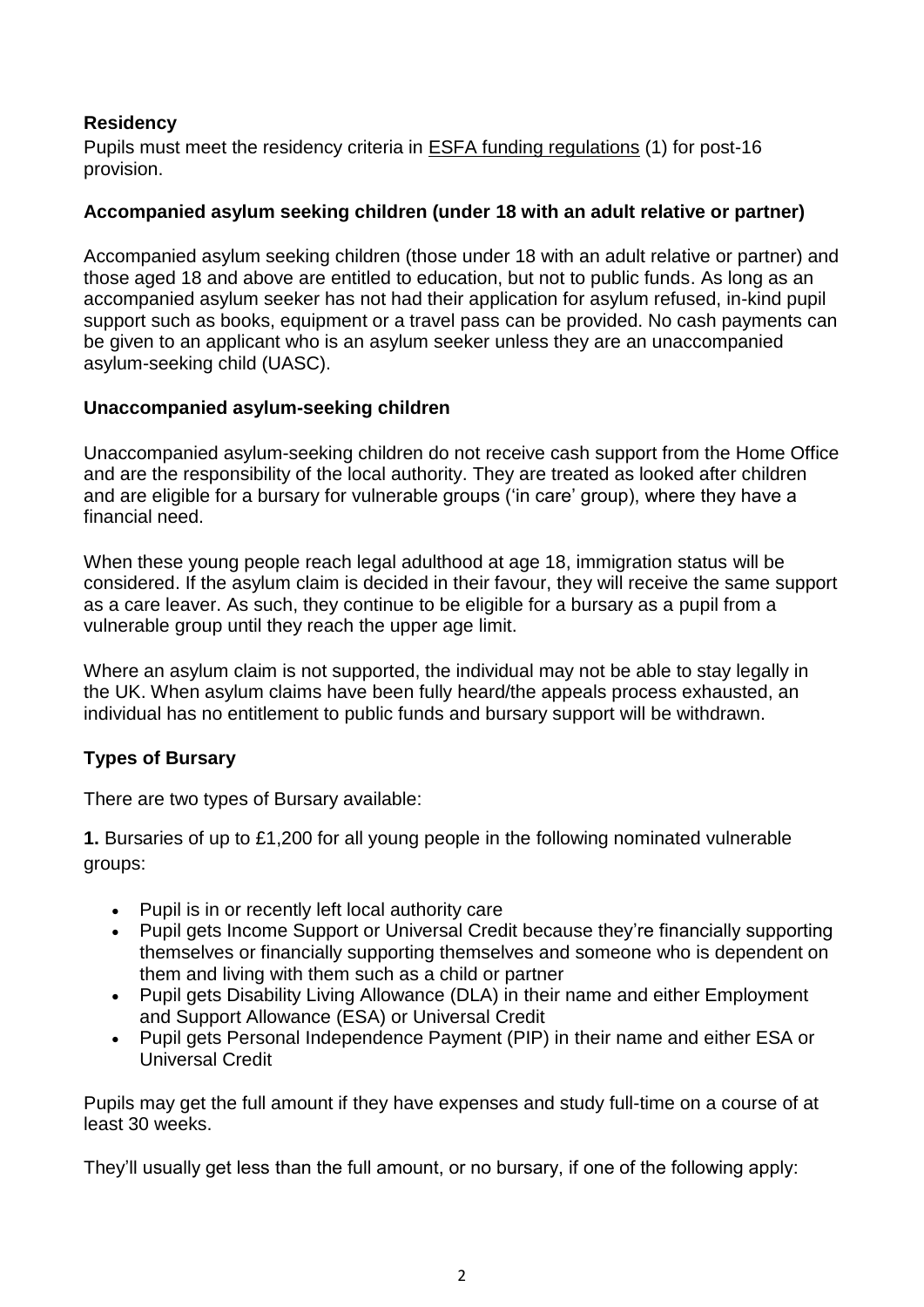### Residency

Pupils must meet the residency criteria in ESFA funding regulations (1) for post-16 provision.

### Accompanied asylum seeking children (under 18 with an adult relative or partner)

Accompanied asylum seeking children (those under 18 with an adult relative or partner) and those aged 18 and above are entitled to education, but not to public funds. As long as an accompanied asylum seeker has not had their application for asylum refused, in-kind pupil support such as books, equipment or a travel pass can be provided. No cash payments can be given to an applicant who is an asylum seeker unless they are an unaccompanied asylum-seeking child (UASC).

### Unaccompanied asylum-seeking children

Unaccompanied asylum-seeking children do not receive cash support from the Home Office and are the responsibility of the local authority. They are treated as looked after children and are eligible for a bursary for vulnerable groups ('in care' group), where they have a financial need.

When these young people reach legal adulthood at age 18, immigration status will be considered. If the asylum claim is decided in their favour, they will receive the same support as a care leaver. As such, they continue to be eligible for a bursary as a pupil from a vulnerable group until they reach the upper age limit.

Where an asylum claim is not supported, the individual may not be able to stay legally in the UK. When asylum claims have been fully heard/the appeals process exhausted, an individual has no entitlement to public funds and bursary support will be withdrawn.

### Types of Bursary

There are two types of Bursary available:

**1.** Bursaries of up to £1,200 for all young people in the following nominated vulnerable groups:

- Pupil is in or recently left local authority care
- Pupil gets Income Support or Universal Credit because they're financially supporting themselves or financially supporting themselves and someone who is dependent on them and living with them such as a child or partner
- Pupil gets Disability Living Allowance (DLA) in their name and either Employment and Support Allowance (ESA) or Universal Credit
- Pupil gets Personal Independence Payment (PIP) in their name and either ESA or Universal Credit

Pupils may get the full amount if they have expenses and study full-time on a course of at least 30 weeks.

They'll usually get less than the full amount, or no bursary, if one of the following apply: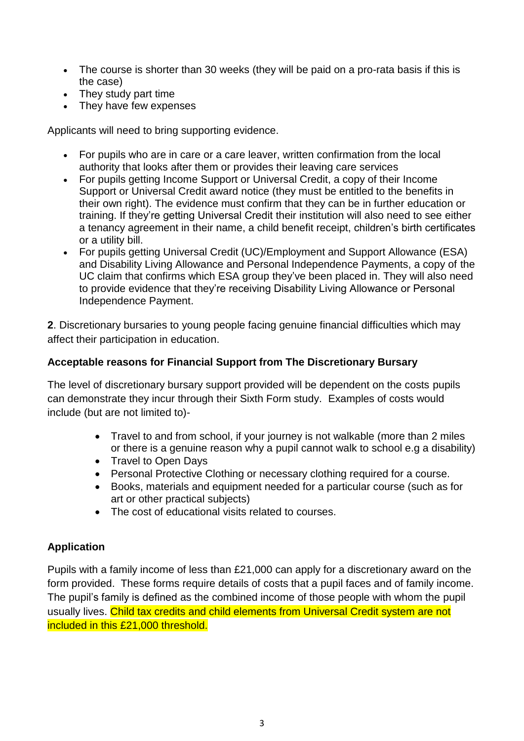- The course is shorter than 30 weeks (they will be paid on a pro-rata basis if this is the case)
- They study part time
- They have few expenses

Applicants will need to bring supporting evidence.

- For pupils who are in care or a care leaver, written confirmation from the local authority that looks after them or provides their leaving care services
- For pupils getting Income Support or Universal Credit, a copy of their Income Support or Universal Credit award notice (they must be entitled to the benefits in their own right). The evidence must confirm that they can be in further education or training. If they're getting Universal Credit their institution will also need to see either a tenancy agreement in their name, a child benefit receipt, children's birth certificates or a utility bill.
- For pupils getting Universal Credit (UC)/Employment and Support Allowance (ESA) and Disability Living Allowance and Personal Independence Payments, a copy of the UC claim that confirms which ESA group they've been placed in. They will also need to provide evidence that they're receiving Disability Living Allowance or Personal Independence Payment.

**2**. Discretionary bursaries to young people facing genuine financial difficulties which may affect their participation in education.

**Acceptable reasons for Financial Support from The Discretionary Bursary**

The level of discretionary bursary support provided will be dependent on the costs pupils can demonstrate they incur through their Sixth Form study. Examples of costs would include (but are not limited to)-

- Travel to and from school, if your journey is not walkable (more than 2 miles or there is a genuine reason why a pupil cannot walk to school e.g a disability)
- Travel to Open Days
- Personal Protective Clothing or necessary clothing required for a course.
- Books, materials and equipment needed for a particular course (such as for art or other practical subjects)
- The cost of educational visits related to courses.

**Application**

Pupils with a family income of less than £21,000 can apply for a discretionary award on the form provided. These forms require details of costs that a pupil faces and of family income. The pupil's family is defined as the combined income of those people with whom the pupil usually lives. Child tax credits and child elements from Universal Credit system are not included in this £21,000 threshold.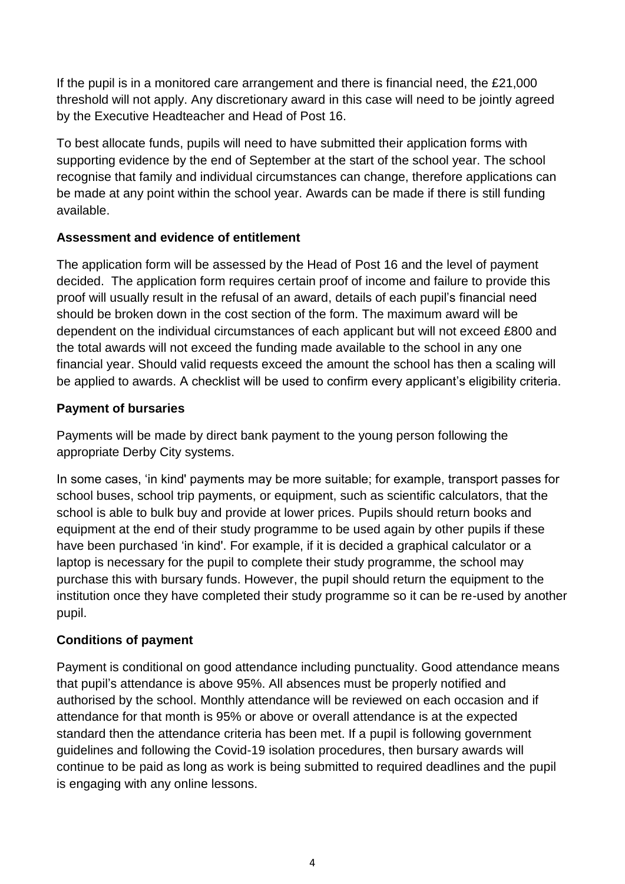If the pupil is in a monitored care arrangement and there is financial need, the £21,000 threshold will not apply. Any discretionary award in this case will need to be jointly agreed by the Executive Headteacher and Head of Post 16.

To best allocate funds, pupils will need to have submitted their application forms with supporting evidence by the end of September at the start of the school year. The school recognise that family and individual circumstances can change, therefore applications can be made at any point within the school year. Awards can be made if there is still funding available.

**Assessment and evidence of entitlement**

The application form will be assessed by the Head of Post 16 and the level of payment decided. The application form requires certain proof of income and failure to provide this proof will usually result in the refusal of an award, details of each pupil's financial need should be broken down in the cost section of the form. The maximum award will be dependent on the individual circumstances of each applicant but will not exceed £800 and the total awards will not exceed the funding made available to the school in any one financial year. Should valid requests exceed the amount the school has then a scaling will be applied to awards. A checklist will be used to confirm every applicant's eligibility criteria.

**Payment of bursaries**

Payments will be made by direct bank payment to the young person following the appropriate Derby City systems.

In some cases, 'in kind' payments may be more suitable; for example, transport passes for school buses, school trip payments, or equipment, such as scientific calculators, that the school is able to bulk buy and provide at lower prices. Pupils should return books and equipment at the end of their study programme to be used again by other pupils if these have been purchased 'in kind'. For example, if it is decided a graphical calculator or a laptop is necessary for the pupil to complete their study programme, the school may purchase this with bursary funds. However, the pupil should return the equipment to the institution once they have completed their study programme so it can be re-used by another pupil.

**Conditions of payment**

Payment is conditional on good attendance including punctuality. Good attendance means that pupil's attendance is above 95%. All absences must be properly notified and authorised by the school. Monthly attendance will be reviewed on each occasion and if attendance for that month is 95% or above or overall attendance is at the expected standard then the attendance criteria has been met. If a pupil is following government guidelines and following the Covid-19 isolation procedures, then bursary awards will continue to be paid as long as work is being submitted to required deadlines and the pupil is engaging with any online lessons.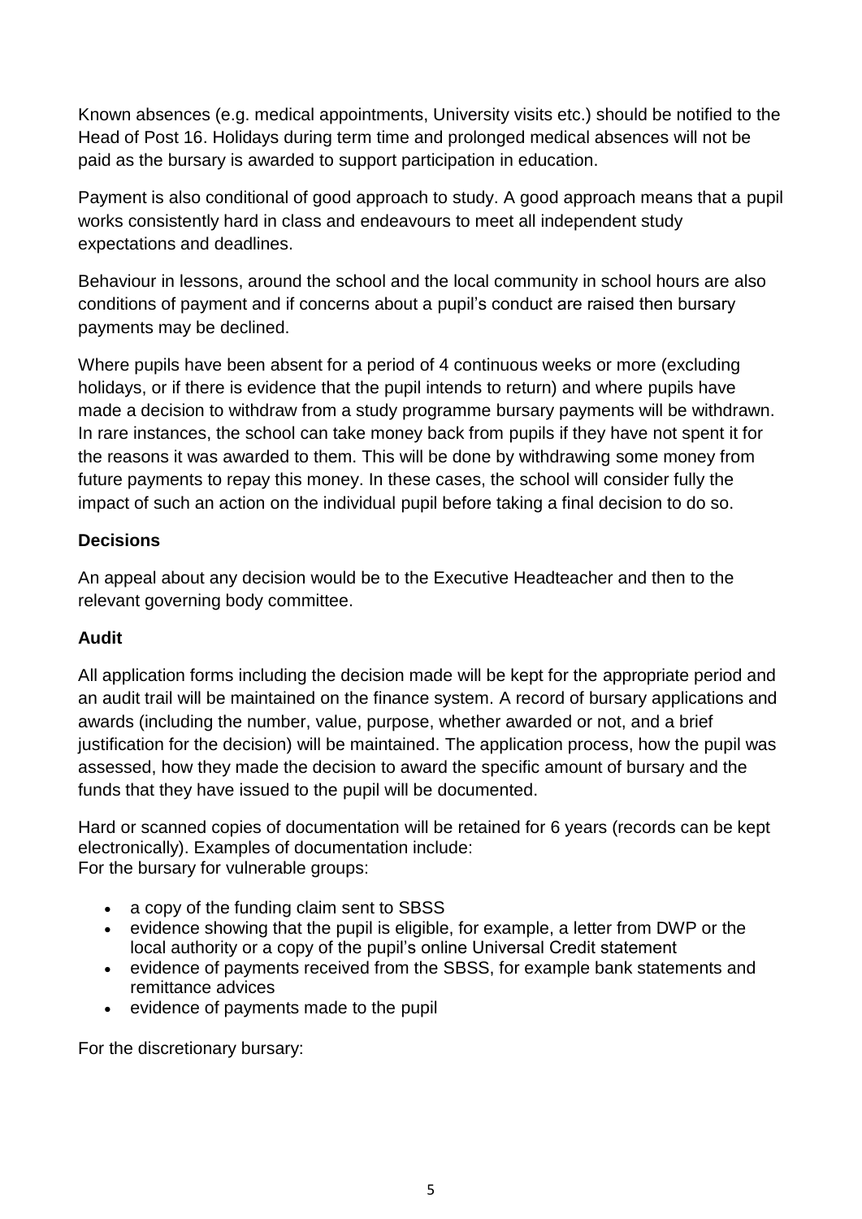Known absences (e.g. medical appointments, University visits etc.) should be notified to the Head of Post 16. Holidays during term time and prolonged medical absences will not be paid as the bursary is awarded to support participation in education.

Payment is also conditional of good approach to study. A good approach means that a pupil works consistently hard in class and endeavours to meet all independent study expectations and deadlines.

Behaviour in lessons, around the school and the local community in school hours are also conditions of payment and if concerns about a pupil's conduct are raised then bursary payments may be declined.

Where pupils have been absent for a period of 4 continuous weeks or more (excluding holidays, or if there is evidence that the pupil intends to return) and where pupils have made a decision to withdraw from a study programme bursary payments will be withdrawn. In rare instances, the school can take money back from pupils if they have not spent it for the reasons it was awarded to them. This will be done by withdrawing some money from future payments to repay this money. In these cases, the school will consider fully the impact of such an action on the individual pupil before taking a final decision to do so.

**Decisions**

An appeal about any decision would be to the Executive Headteacher and then to the relevant governing body committee.

**Audit**

All application forms including the decision made will be kept for the appropriate period and an audit trail will be maintained on the finance system. A record of bursary applications and awards (including the number, value, purpose, whether awarded or not, and a brief justification for the decision) will be maintained. The application process, how the pupil was assessed, how they made the decision to award the specific amount of bursary and the funds that they have issued to the pupil will be documented.

Hard or scanned copies of documentation will be retained for 6 years (records can be kept electronically). Examples of documentation include:
For the bursary for vulnerable groups:

- a copy of the funding claim sent to SBSS
- evidence showing that the pupil is eligible, for example, a letter from DWP or the local authority or a copy of the pupil's online Universal Credit statement
- evidence of payments received from the SBSS, for example bank statements and remittance advices
- evidence of payments made to the pupil

For the discretionary bursary: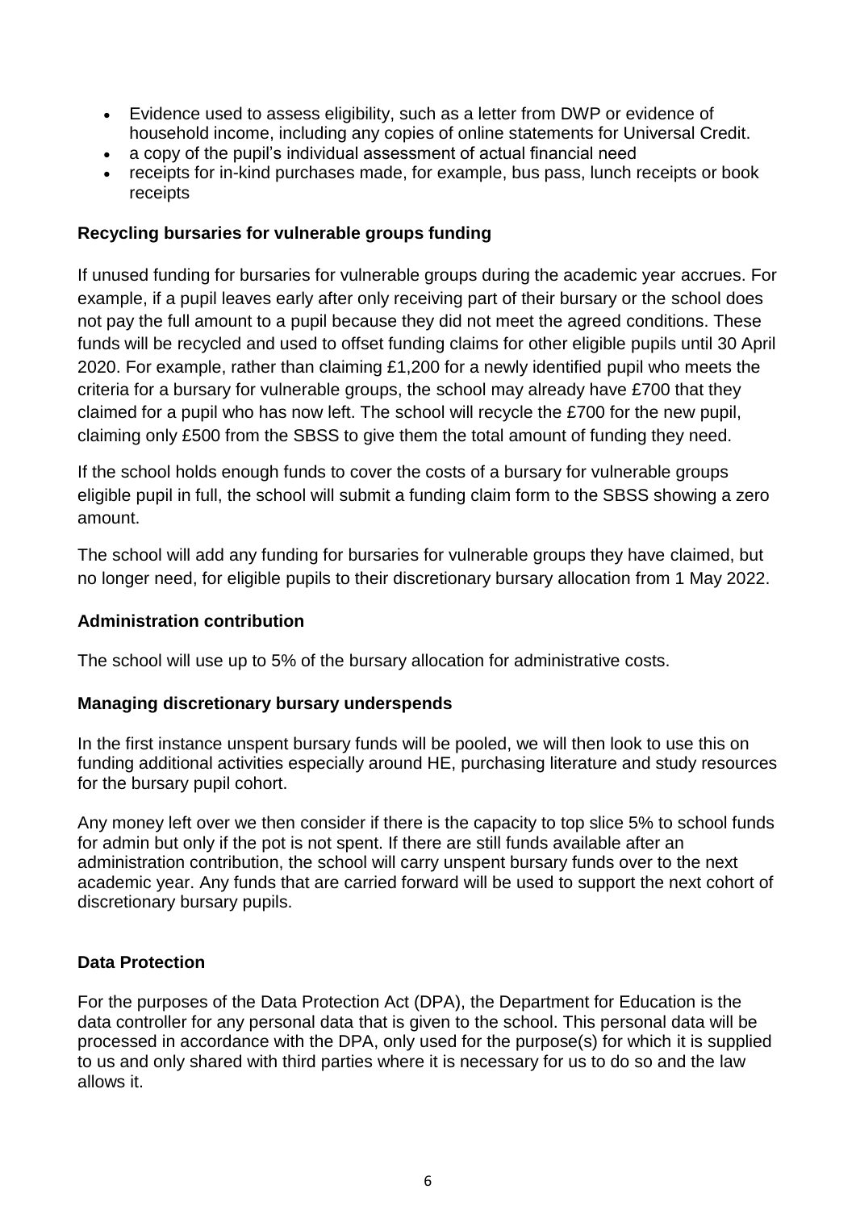- Evidence used to assess eligibility, such as a letter from DWP or evidence of household income, including any copies of online statements for Universal Credit.
- a copy of the pupil's individual assessment of actual financial need
- receipts for in-kind purchases made, for example, bus pass, lunch receipts or book receipts

**Recycling bursaries for vulnerable groups funding**

If unused funding for bursaries for vulnerable groups during the academic year accrues. For example, if a pupil leaves early after only receiving part of their bursary or the school does not pay the full amount to a pupil because they did not meet the agreed conditions. These funds will be recycled and used to offset funding claims for other eligible pupils until 30 April 2020. For example, rather than claiming £1,200 for a newly identified pupil who meets the criteria for a bursary for vulnerable groups, the school may already have £700 that they claimed for a pupil who has now left. The school will recycle the £700 for the new pupil, claiming only £500 from the SBSS to give them the total amount of funding they need.

If the school holds enough funds to cover the costs of a bursary for vulnerable groups eligible pupil in full, the school will submit a funding claim form to the SBSS showing a zero amount.

The school will add any funding for bursaries for vulnerable groups they have claimed, but no longer need, for eligible pupils to their discretionary bursary allocation from 1 May 2022.

**Administration contribution**

The school will use up to 5% of the bursary allocation for administrative costs.

**Managing discretionary bursary underspends**

In the first instance unspent bursary funds will be pooled, we will then look to use this on funding additional activities especially around HE, purchasing literature and study resources for the bursary pupil cohort.

Any money left over we then consider if there is the capacity to top slice 5% to school funds for admin but only if the pot is not spent. If there are still funds available after an administration contribution, the school will carry unspent bursary funds over to the next academic year. Any funds that are carried forward will be used to support the next cohort of discretionary bursary pupils.

**Data Protection**

For the purposes of the Data Protection Act (DPA), the Department for Education is the data controller for any personal data that is given to the school. This personal data will be processed in accordance with the DPA, only used for the purpose(s) for which it is supplied to us and only shared with third parties where it is necessary for us to do so and the law allows it.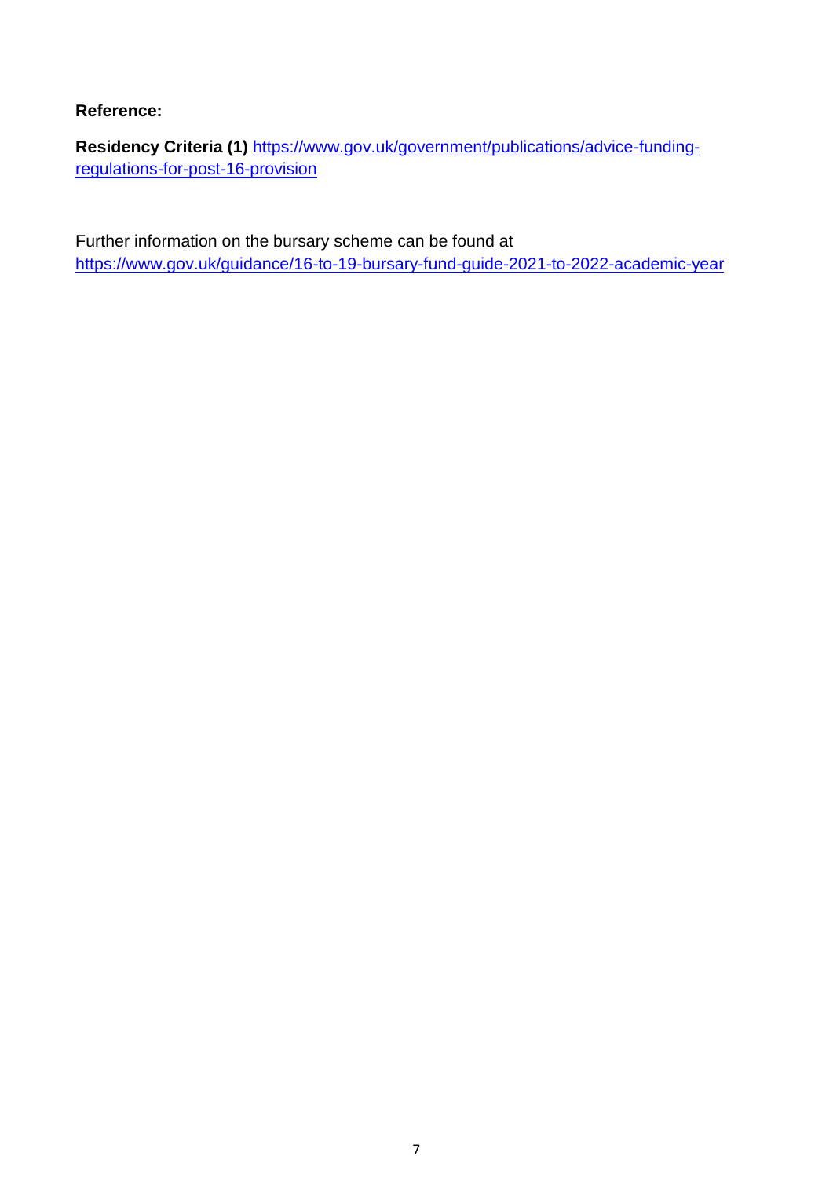**Reference:**

**Residency Criteria (1)** [https://www.gov.uk/government/publications/advice-funding-regulations-for-post-16-provision](https://www.gov.uk/government/publications/advice-funding-regulations-for-post-16-provision)

Further information on the bursary scheme can be found at [https://www.gov.uk/guidance/16-to-19-bursary-fund-guide-2021-to-2022-academic-year](https://www.gov.uk/guidance/16-to-19-bursary-fund-guide-2021-to-2022-academic-year)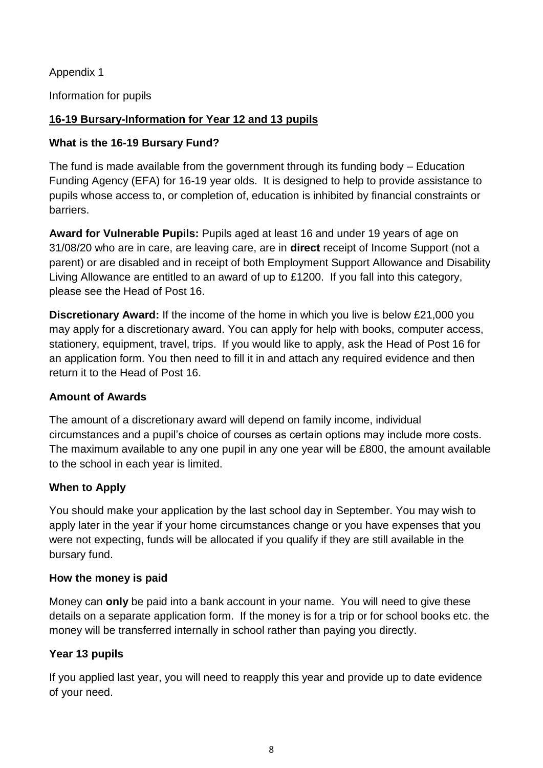Appendix 1

Information for pupils

## <u>16-19 Bursary-Information for Year 12 and 13 pupils</u>

### What is the 16-19 Bursary Fund?

The fund is made available from the government through its funding body – Education Funding Agency (EFA) for 16-19 year olds. It is designed to help to provide assistance to pupils whose access to, or completion of, education is inhibited by financial constraints or barriers.

**Award for Vulnerable Pupils:** Pupils aged at least 16 and under 19 years of age on 31/08/20 who are in care, are leaving care, are in **direct** receipt of Income Support (not a parent) or are disabled and in receipt of both Employment Support Allowance and Disability Living Allowance are entitled to an award of up to £1200. If you fall into this category, please see the Head of Post 16.

**Discretionary Award:** If the income of the home in which you live is below £21,000 you may apply for a discretionary award. You can apply for help with books, computer access, stationery, equipment, travel, trips. If you would like to apply, ask the Head of Post 16 for an application form. You then need to fill it in and attach any required evidence and then return it to the Head of Post 16.

### Amount of Awards

The amount of a discretionary award will depend on family income, individual circumstances and a pupil's choice of courses as certain options may include more costs. The maximum available to any one pupil in any one year will be £800, the amount available to the school in each year is limited.

### When to Apply

You should make your application by the last school day in September. You may wish to apply later in the year if your home circumstances change or you have expenses that you were not expecting, funds will be allocated if you qualify if they are still available in the bursary fund.

### How the money is paid

Money can **only** be paid into a bank account in your name. You will need to give these details on a separate application form. If the money is for a trip or for school books etc. the money will be transferred internally in school rather than paying you directly.

### Year 13 pupils

If you applied last year, you will need to reapply this year and provide up to date evidence of your need.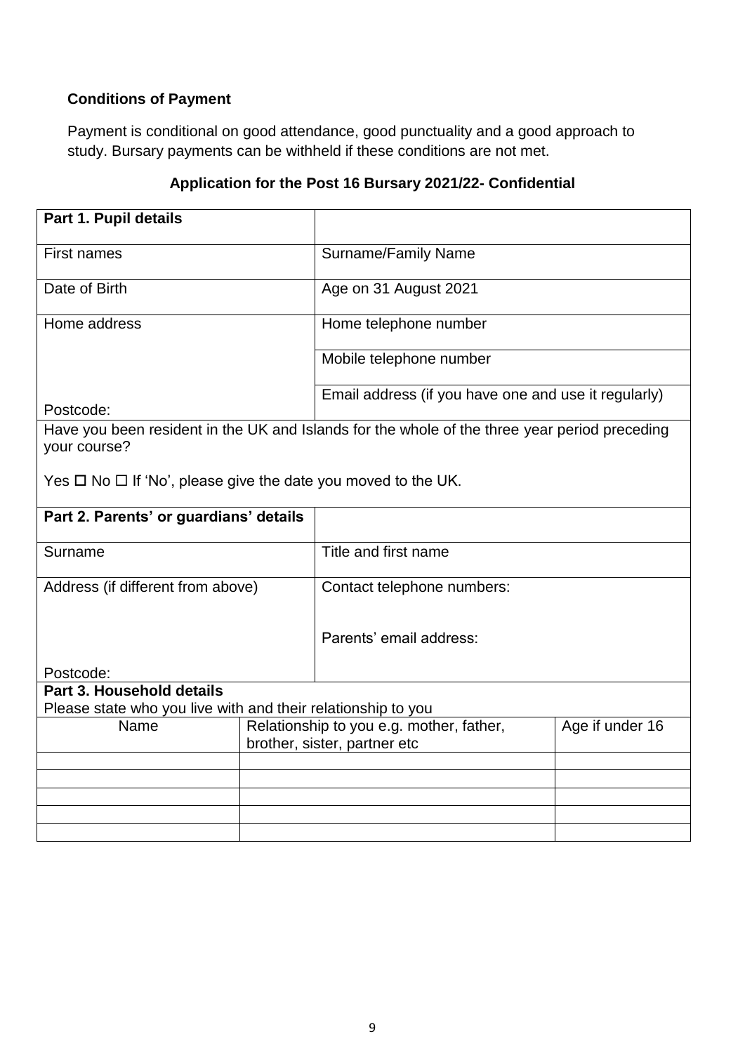**Conditions of Payment**

Payment is conditional on good attendance, good punctuality and a good approach to study. Bursary payments can be withheld if these conditions are not met.

**Application for the Post 16 Bursary 2021/22- Confidential**

| **Part 1. Pupil details** | |
|---|---|
| First names | Surname/Family Name |
| Date of Birth | Age on 31 August 2021 |
| Home address | Home telephone number |
| | Mobile telephone number |
| Postcode: | Email address (if you have one and use it regularly) |
| Have you been resident in the UK and Islands for the whole of the three year period preceding your course?<br><br>Yes ☐ No ☐ If 'No', please give the date you moved to the UK. | |
| **Part 2. Parents' or guardians' details** | |
| Surname | Title and first name |
| Address (if different from above)<br><br><br>Postcode: | Contact telephone numbers:<br><br>Parents' email address: |

**Part 3. Household details**
Please state who you live with and their relationship to you

| Name | Relationship to you e.g. mother, father, brother, sister, partner etc | Age if under 16 |
|---|---|---|
| | | |
| | | |
| | | |
| | | |
| | | |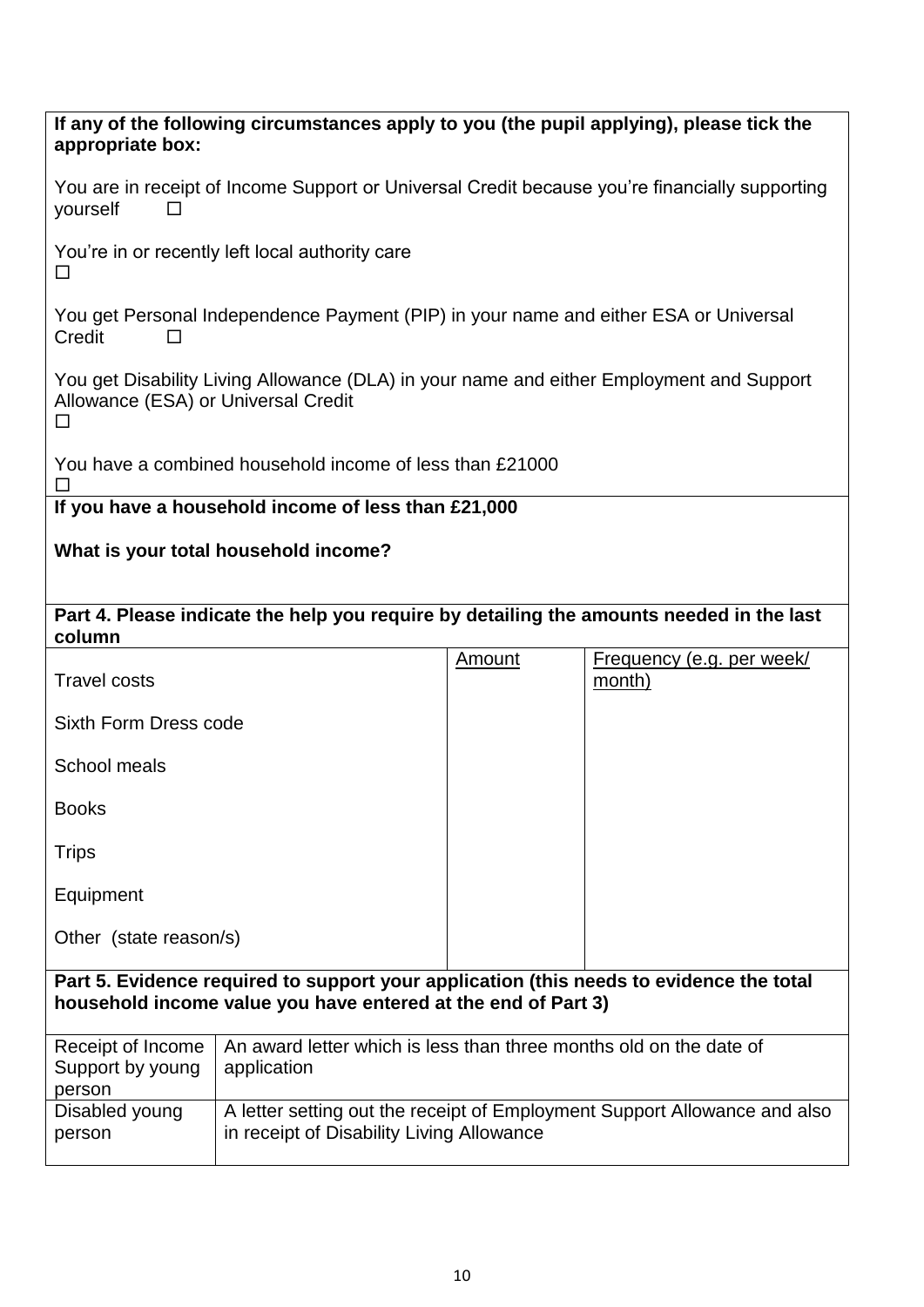**If any of the following circumstances apply to you (the pupil applying), please tick the appropriate box:**

You are in receipt of Income Support or Universal Credit because you're financially supporting yourself ☐

You're in or recently left local authority care
☐

You get Personal Independence Payment (PIP) in your name and either ESA or Universal Credit ☐

You get Disability Living Allowance (DLA) in your name and either Employment and Support Allowance (ESA) or Universal Credit
☐

You have a combined household income of less than £21000
☐

**If you have a household income of less than £21,000**

**What is your total household income?**

**Part 4. Please indicate the help you require by detailing the amounts needed in the last column**

| | Amount | Frequency (e.g. per week/ month) |
|---|---|---|
| Travel costs | | |
| Sixth Form Dress code | | |
| School meals | | |
| Books | | |
| Trips | | |
| Equipment | | |
| Other (state reason/s) | | |

**Part 5. Evidence required to support your application (this needs to evidence the total household income value you have entered at the end of Part 3)**

| | |
|---|---|
| Receipt of Income Support by young person | An award letter which is less than three months old on the date of application |
| Disabled young person | A letter setting out the receipt of Employment Support Allowance and also in receipt of Disability Living Allowance |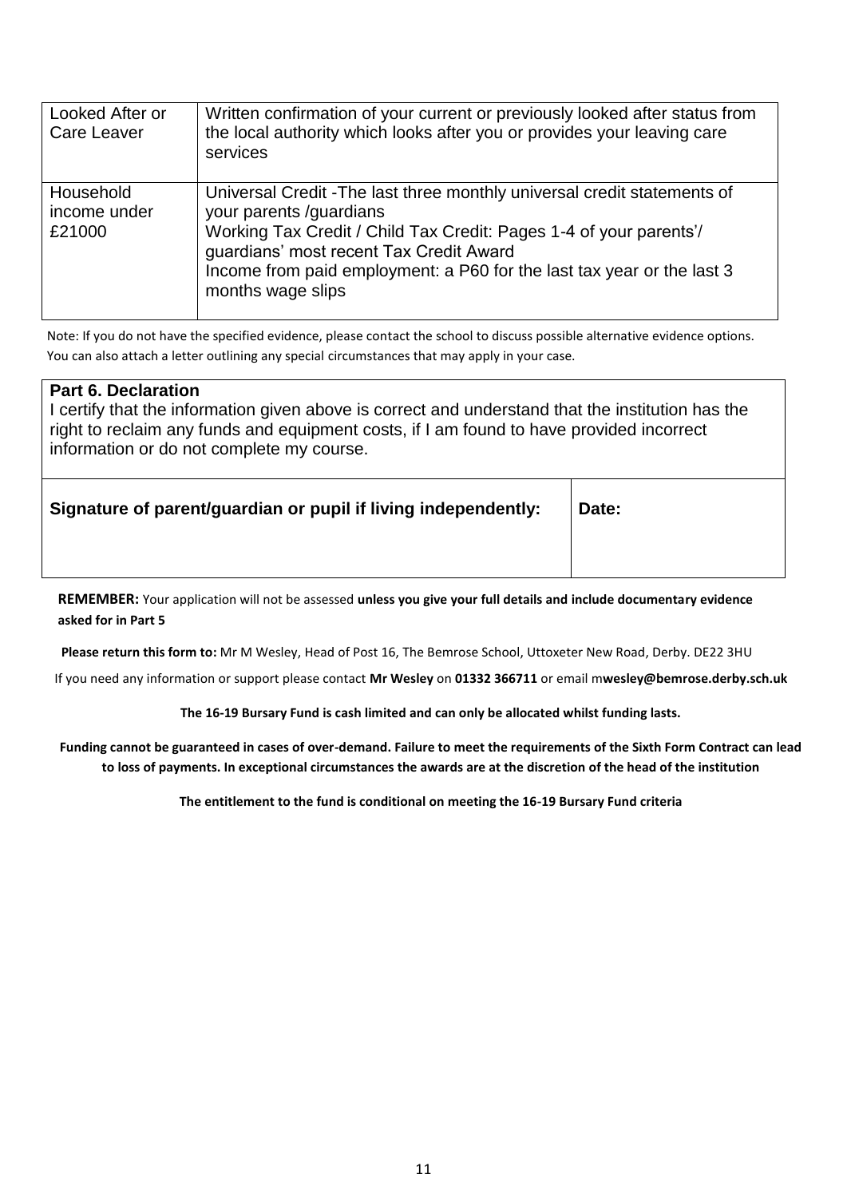| | |
|---|---|
| Looked After or Care Leaver | Written confirmation of your current or previously looked after status from the local authority which looks after you or provides your leaving care services |
| Household income under £21000 | Universal Credit -The last three monthly universal credit statements of your parents /guardians<br>Working Tax Credit / Child Tax Credit: Pages 1-4 of your parents'/ guardians' most recent Tax Credit Award<br>Income from paid employment: a P60 for the last tax year or the last 3 months wage slips |

Note: If you do not have the specified evidence, please contact the school to discuss possible alternative evidence options. You can also attach a letter outlining any special circumstances that may apply in your case.

**Part 6. Declaration**

I certify that the information given above is correct and understand that the institution has the right to reclaim any funds and equipment costs, if I am found to have provided incorrect information or do not complete my course.

| | |
|---|---|
| **Signature of parent/guardian or pupil if living independently:** | **Date:** |

**REMEMBER:** Your application will not be assessed **unless you give your full details and include documentary evidence asked for in Part 5**

**Please return this form to:** Mr M Wesley, Head of Post 16, The Bemrose School, Uttoxeter New Road, Derby. DE22 3HU

If you need any information or support please contact **Mr Wesley** on **01332 366711** or email m**wesley@bemrose.derby.sch.uk**

**The 16-19 Bursary Fund is cash limited and can only be allocated whilst funding lasts.**

**Funding cannot be guaranteed in cases of over-demand. Failure to meet the requirements of the Sixth Form Contract can lead to loss of payments. In exceptional circumstances the awards are at the discretion of the head of the institution**

**The entitlement to the fund is conditional on meeting the 16-19 Bursary Fund criteria**